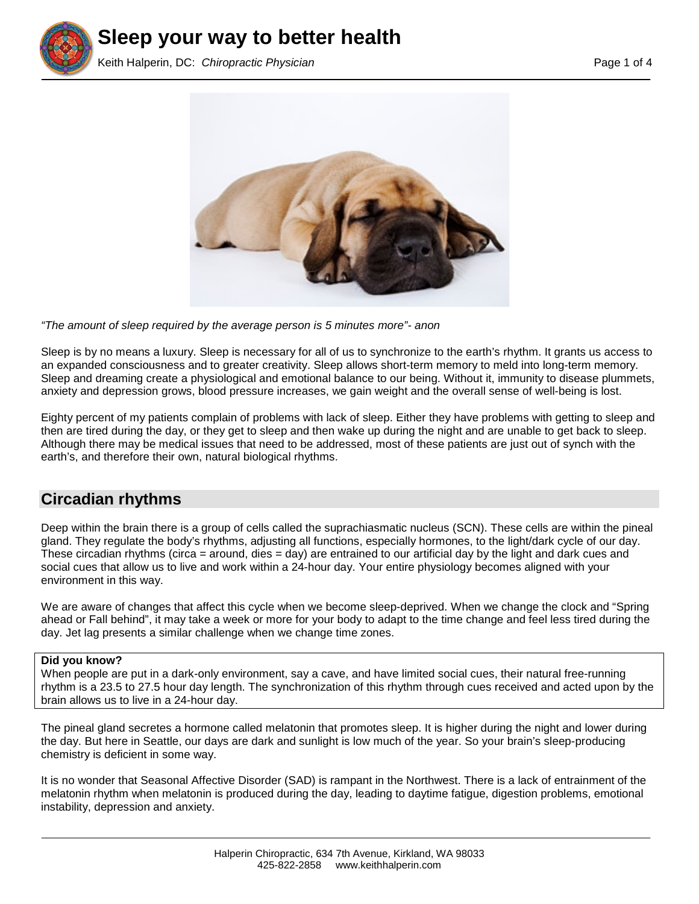# Sleep your way to better health

Keith Halperin, DC: *Chiropractic Physician*

*"The amount of sleep required by the average person is 5 minutes more"- anon*

Sleep is by no means a luxury. Sleep is necessary for all of us to synchronize to the earth's rhythm. It grants us access to an expanded consciousness and to greater creativity. Sleep allows short-term memory to meld into long-term memory. Sleep and dreaming create a physiological and emotional balance to our being. Without it, immunity to disease plummets, anxiety and depression grows, blood pressure increases, we gain weight and the overall sense of well-being is lost.

Eighty percent of my patients complain of problems with lack of sleep. Either they have problems with getting to sleep and then are tired during the day, or they get to sleep and then wake up during the night and are unable to get back to sleep. Although there may be medical issues that need to be addressed, most of these patients are just out of synch with the earth's, and therefore their own, natural biological rhythms.

## Circadian rhythms

Deep within the brain there is a group of cells called the suprachiasmatic nucleus (SCN). These cells are within the pineal gland. They regulate the body's rhythms, adjusting all functions, especially hormones, to the light/dark cycle of our day. These circadian rhythms (circa = around, dies = day) are entrained to our artificial day by the light and dark cues and social cues that allow us to live and work within a 24-hour day. Your entire physiology becomes aligned with your environment in this way.

We are aware of changes that affect this cycle when we become sleep-deprived. When we change the clock and "Spring ahead or Fall behind", it may take a week or more for your body to adapt to the time change and feel less tired during the day. Jet lag presents a similar challenge when we change time zones.

**Did you know?**
When people are put in a dark-only environment, say a cave, and have limited social cues, their natural free-running rhythm is a 23.5 to 27.5 hour day length. The synchronization of this rhythm through cues received and acted upon by the brain allows us to live in a 24-hour day.

The pineal gland secretes a hormone called melatonin that promotes sleep. It is higher during the night and lower during the day. But here in Seattle, our days are dark and sunlight is low much of the year. So your brain's sleep-producing chemistry is deficient in some way.

It is no wonder that Seasonal Affective Disorder (SAD) is rampant in the Northwest. There is a lack of entrainment of the melatonin rhythm when melatonin is produced during the day, leading to daytime fatigue, digestion problems, emotional instability, depression and anxiety.

Halperin Chiropractic, 634 7th Avenue, Kirkland, WA 98033
425-822-2858 www.keithhalperin.com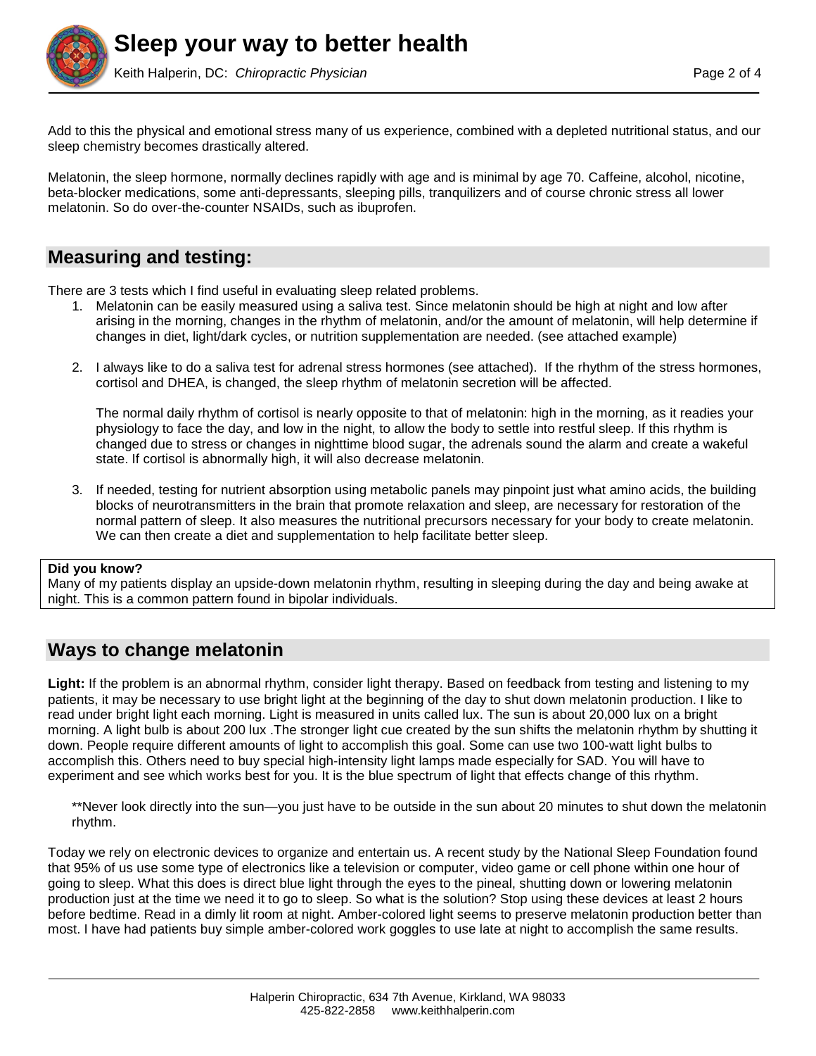Add to this the physical and emotional stress many of us experience, combined with a depleted nutritional status, and our sleep chemistry becomes drastically altered.

Melatonin, the sleep hormone, normally declines rapidly with age and is minimal by age 70. Caffeine, alcohol, nicotine, beta-blocker medications, some anti-depressants, sleeping pills, tranquilizers and of course chronic stress all lower melatonin. So do over-the-counter NSAIDs, such as ibuprofen.

## Measuring and testing:

There are 3 tests which I find useful in evaluating sleep related problems.

1. Melatonin can be easily measured using a saliva test. Since melatonin should be high at night and low after arising in the morning, changes in the rhythm of melatonin, and/or the amount of melatonin, will help determine if changes in diet, light/dark cycles, or nutrition supplementation are needed. (see attached example)

2. I always like to do a saliva test for adrenal stress hormones (see attached). If the rhythm of the stress hormones, cortisol and DHEA, is changed, the sleep rhythm of melatonin secretion will be affected.

   The normal daily rhythm of cortisol is nearly opposite to that of melatonin: high in the morning, as it readies your physiology to face the day, and low in the night, to allow the body to settle into restful sleep. If this rhythm is changed due to stress or changes in nighttime blood sugar, the adrenals sound the alarm and create a wakeful state. If cortisol is abnormally high, it will also decrease melatonin.

3. If needed, testing for nutrient absorption using metabolic panels may pinpoint just what amino acids, the building blocks of neurotransmitters in the brain that promote relaxation and sleep, are necessary for restoration of the normal pattern of sleep. It also measures the nutritional precursors necessary for your body to create melatonin. We can then create a diet and supplementation to help facilitate better sleep.

**Did you know?**
Many of my patients display an upside-down melatonin rhythm, resulting in sleeping during the day and being awake at night. This is a common pattern found in bipolar individuals.

## Ways to change melatonin

**Light:** If the problem is an abnormal rhythm, consider light therapy. Based on feedback from testing and listening to my patients, it may be necessary to use bright light at the beginning of the day to shut down melatonin production. I like to read under bright light each morning. Light is measured in units called lux. The sun is about 20,000 lux on a bright morning. A light bulb is about 200 lux .The stronger light cue created by the sun shifts the melatonin rhythm by shutting it down. People require different amounts of light to accomplish this goal. Some can use two 100-watt light bulbs to accomplish this. Others need to buy special high-intensity light lamps made especially for SAD. You will have to experiment and see which works best for you. It is the blue spectrum of light that effects change of this rhythm.

**Never look directly into the sun—you just have to be outside in the sun about 20 minutes to shut down the melatonin rhythm.

Today we rely on electronic devices to organize and entertain us. A recent study by the National Sleep Foundation found that 95% of us use some type of electronics like a television or computer, video game or cell phone within one hour of going to sleep. What this does is direct blue light through the eyes to the pineal, shutting down or lowering melatonin production just at the time we need it to go to sleep. So what is the solution? Stop using these devices at least 2 hours before bedtime. Read in a dimly lit room at night. Amber-colored light seems to preserve melatonin production better than most. I have had patients buy simple amber-colored work goggles to use late at night to accomplish the same results.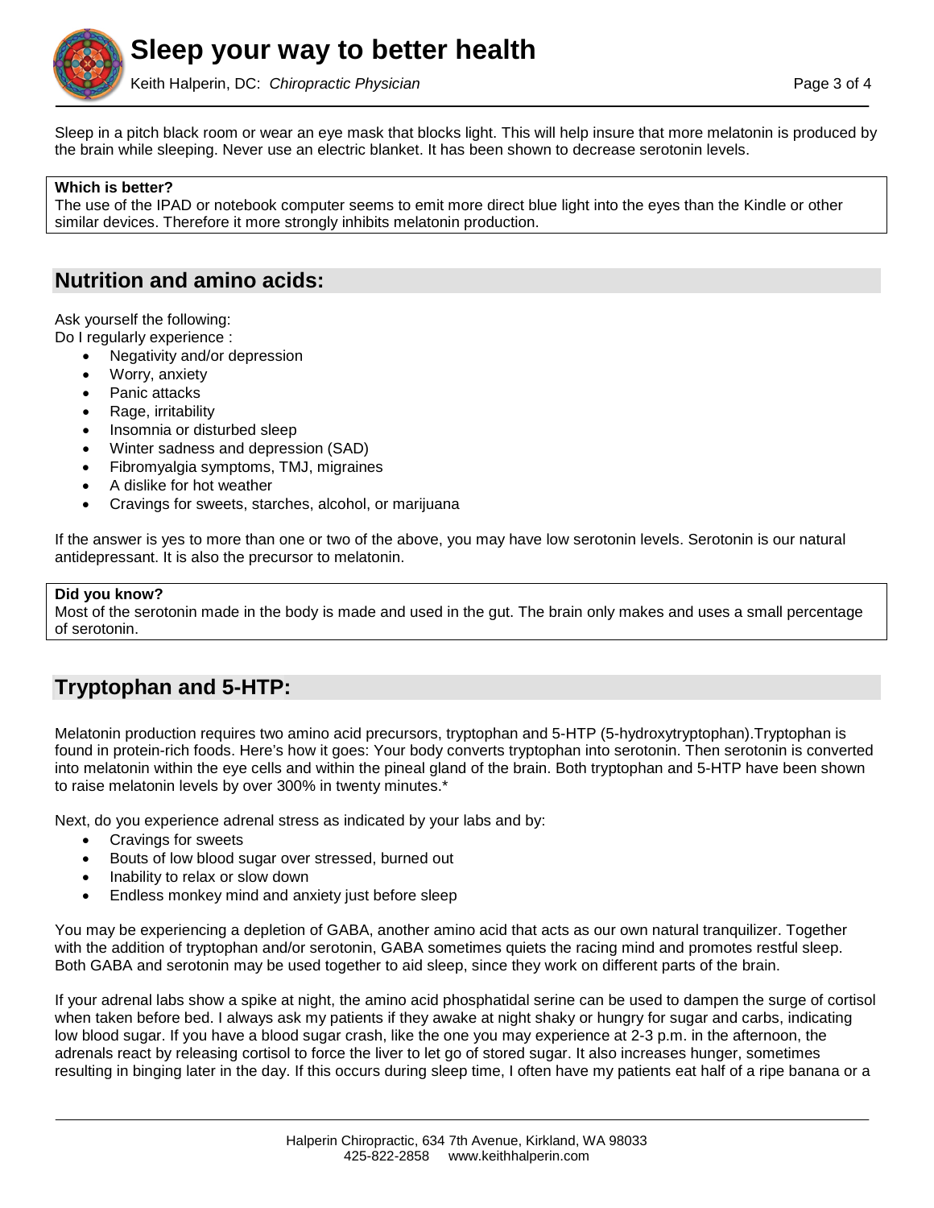Sleep in a pitch black room or wear an eye mask that blocks light. This will help insure that more melatonin is produced by the brain while sleeping. Never use an electric blanket. It has been shown to decrease serotonin levels.

**Which is better?**
The use of the IPAD or notebook computer seems to emit more direct blue light into the eyes than the Kindle or other similar devices. Therefore it more strongly inhibits melatonin production.

## Nutrition and amino acids:

Ask yourself the following:
Do I regularly experience :

- Negativity and/or depression
- Worry, anxiety
- Panic attacks
- Rage, irritability
- Insomnia or disturbed sleep
- Winter sadness and depression (SAD)
- Fibromyalgia symptoms, TMJ, migraines
- A dislike for hot weather
- Cravings for sweets, starches, alcohol, or marijuana

If the answer is yes to more than one or two of the above, you may have low serotonin levels. Serotonin is our natural antidepressant. It is also the precursor to melatonin.

**Did you know?**
Most of the serotonin made in the body is made and used in the gut. The brain only makes and uses a small percentage of serotonin.

## Tryptophan and 5-HTP:

Melatonin production requires two amino acid precursors, tryptophan and 5-HTP (5-hydroxytryptophan).Tryptophan is found in protein-rich foods. Here's how it goes: Your body converts tryptophan into serotonin. Then serotonin is converted into melatonin within the eye cells and within the pineal gland of the brain. Both tryptophan and 5-HTP have been shown to raise melatonin levels by over 300% in twenty minutes.*

Next, do you experience adrenal stress as indicated by your labs and by:

- Cravings for sweets
- Bouts of low blood sugar over stressed, burned out
- Inability to relax or slow down
- Endless monkey mind and anxiety just before sleep

You may be experiencing a depletion of GABA, another amino acid that acts as our own natural tranquilizer. Together with the addition of tryptophan and/or serotonin, GABA sometimes quiets the racing mind and promotes restful sleep. Both GABA and serotonin may be used together to aid sleep, since they work on different parts of the brain.

If your adrenal labs show a spike at night, the amino acid phosphatidal serine can be used to dampen the surge of cortisol when taken before bed. I always ask my patients if they awake at night shaky or hungry for sugar and carbs, indicating low blood sugar. If you have a blood sugar crash, like the one you may experience at 2-3 p.m. in the afternoon, the adrenals react by releasing cortisol to force the liver to let go of stored sugar. It also increases hunger, sometimes resulting in binging later in the day. If this occurs during sleep time, I often have my patients eat half of a ripe banana or a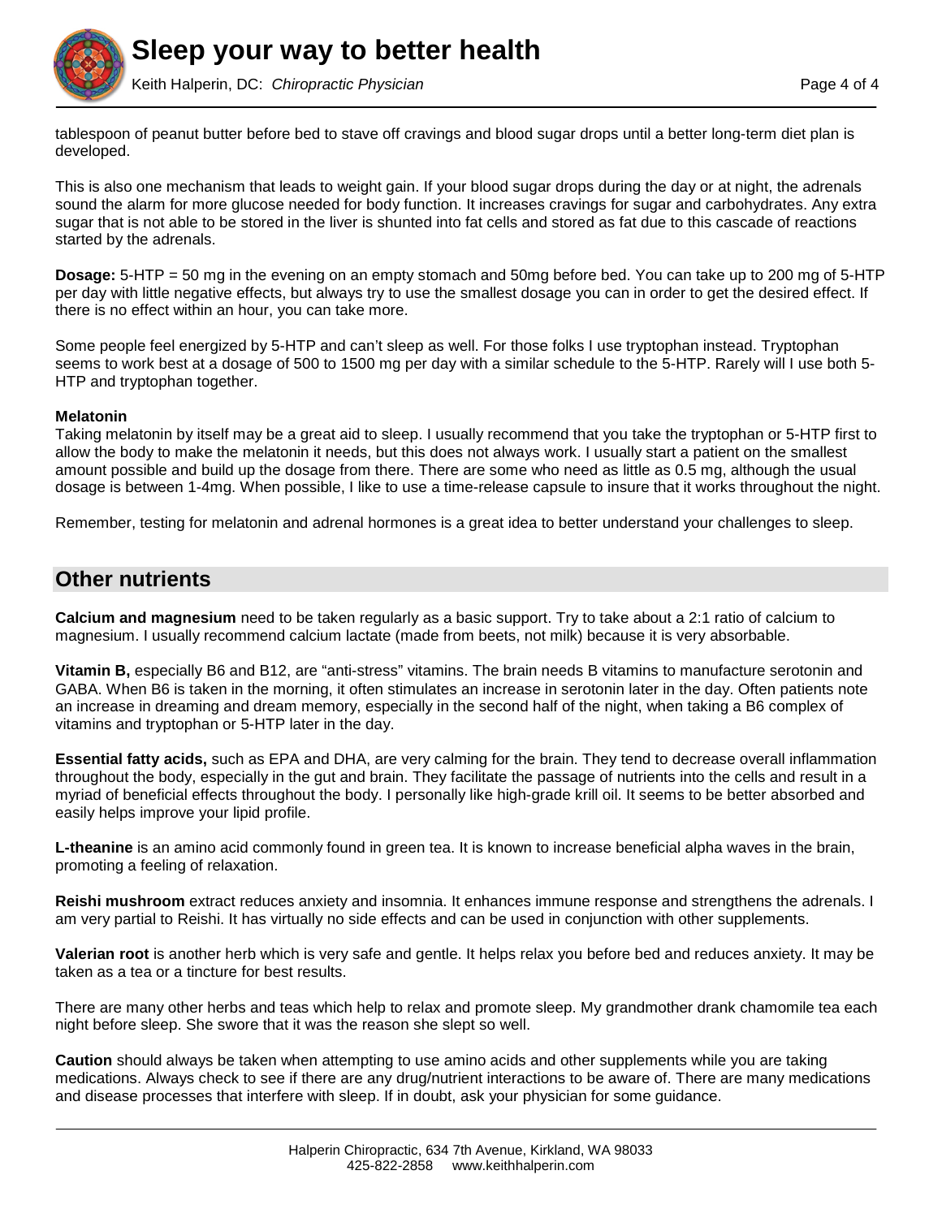tablespoon of peanut butter before bed to stave off cravings and blood sugar drops until a better long-term diet plan is developed.

This is also one mechanism that leads to weight gain. If your blood sugar drops during the day or at night, the adrenals sound the alarm for more glucose needed for body function. It increases cravings for sugar and carbohydrates. Any extra sugar that is not able to be stored in the liver is shunted into fat cells and stored as fat due to this cascade of reactions started by the adrenals.

**Dosage:** 5-HTP = 50 mg in the evening on an empty stomach and 50mg before bed. You can take up to 200 mg of 5-HTP per day with little negative effects, but always try to use the smallest dosage you can in order to get the desired effect. If there is no effect within an hour, you can take more.

Some people feel energized by 5-HTP and can't sleep as well. For those folks I use tryptophan instead. Tryptophan seems to work best at a dosage of 500 to 1500 mg per day with a similar schedule to the 5-HTP. Rarely will I use both 5-HTP and tryptophan together.

**Melatonin**

Taking melatonin by itself may be a great aid to sleep. I usually recommend that you take the tryptophan or 5-HTP first to allow the body to make the melatonin it needs, but this does not always work. I usually start a patient on the smallest amount possible and build up the dosage from there. There are some who need as little as 0.5 mg, although the usual dosage is between 1-4mg. When possible, I like to use a time-release capsule to insure that it works throughout the night.

Remember, testing for melatonin and adrenal hormones is a great idea to better understand your challenges to sleep.

## Other nutrients

**Calcium and magnesium** need to be taken regularly as a basic support. Try to take about a 2:1 ratio of calcium to magnesium. I usually recommend calcium lactate (made from beets, not milk) because it is very absorbable.

**Vitamin B,** especially B6 and B12, are "anti-stress" vitamins. The brain needs B vitamins to manufacture serotonin and GABA. When B6 is taken in the morning, it often stimulates an increase in serotonin later in the day. Often patients note an increase in dreaming and dream memory, especially in the second half of the night, when taking a B6 complex of vitamins and tryptophan or 5-HTP later in the day.

**Essential fatty acids,** such as EPA and DHA, are very calming for the brain. They tend to decrease overall inflammation throughout the body, especially in the gut and brain. They facilitate the passage of nutrients into the cells and result in a myriad of beneficial effects throughout the body. I personally like high-grade krill oil. It seems to be better absorbed and easily helps improve your lipid profile.

**L-theanine** is an amino acid commonly found in green tea. It is known to increase beneficial alpha waves in the brain, promoting a feeling of relaxation.

**Reishi mushroom** extract reduces anxiety and insomnia. It enhances immune response and strengthens the adrenals. I am very partial to Reishi. It has virtually no side effects and can be used in conjunction with other supplements.

**Valerian root** is another herb which is very safe and gentle. It helps relax you before bed and reduces anxiety. It may be taken as a tea or a tincture for best results.

There are many other herbs and teas which help to relax and promote sleep. My grandmother drank chamomile tea each night before sleep. She swore that it was the reason she slept so well.

**Caution** should always be taken when attempting to use amino acids and other supplements while you are taking medications. Always check to see if there are any drug/nutrient interactions to be aware of. There are many medications and disease processes that interfere with sleep. If in doubt, ask your physician for some guidance.